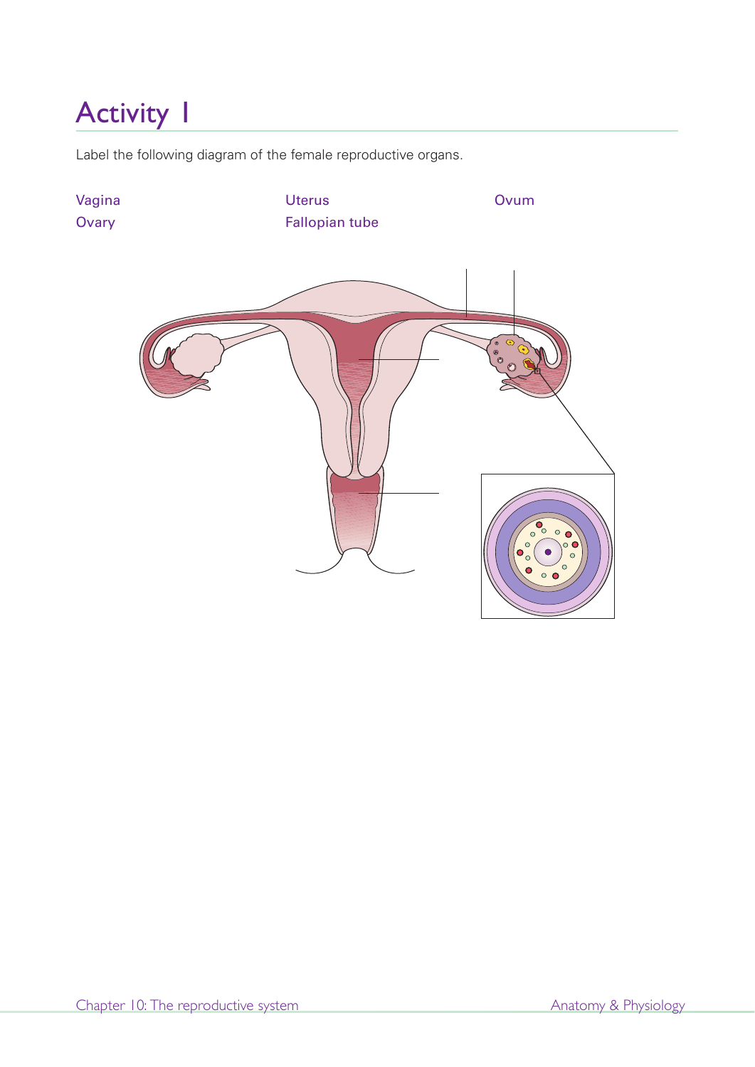# Activity 1

Label the following diagram of the female reproductive organs.

Vagina
Ovary
Uterus
Fallopian tube
Ovum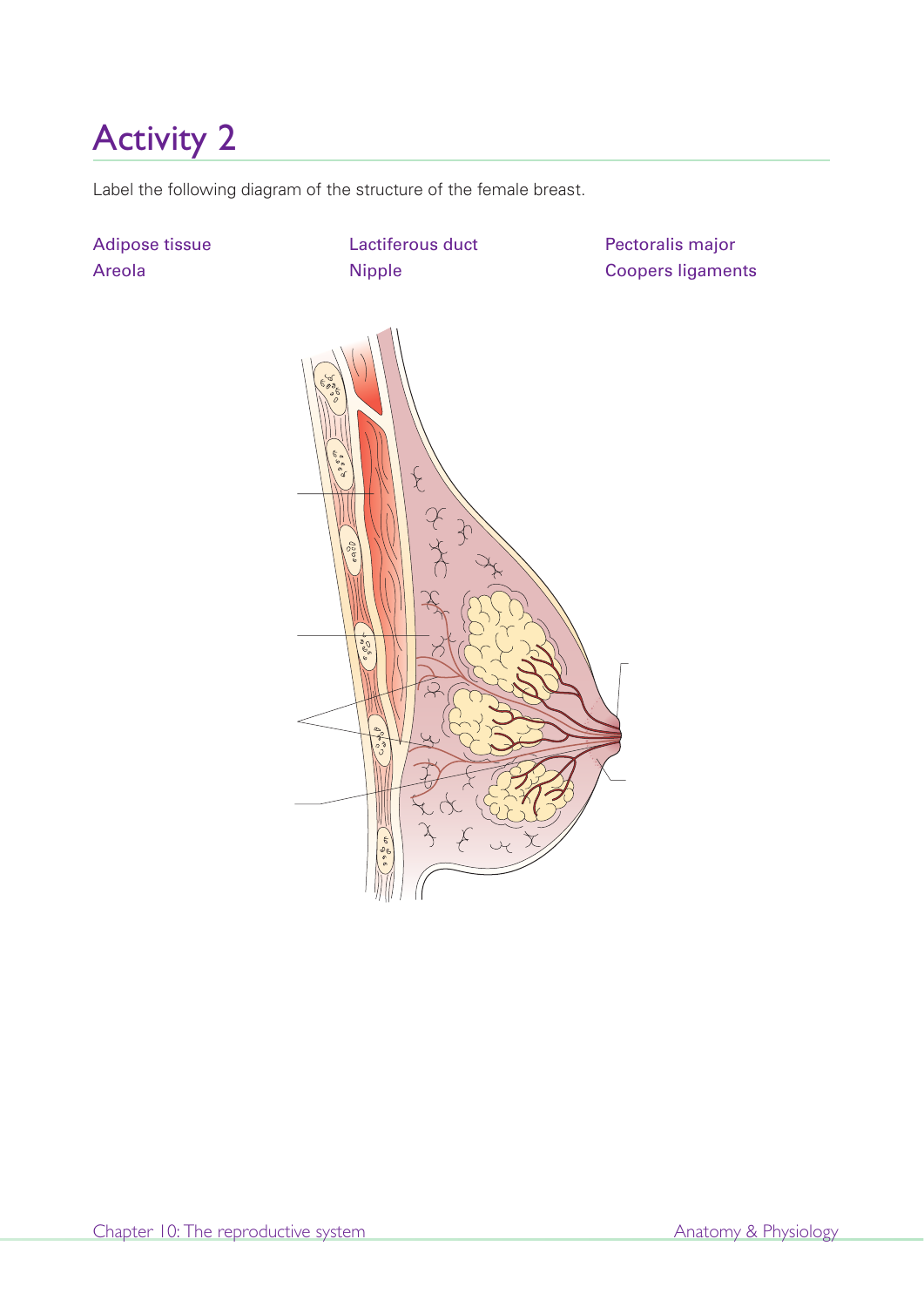# Activity 2

Label the following diagram of the structure of the female breast.

Adipose tissue

Areola

Lactiferous duct

Nipple

Pectoralis major

Coopers ligaments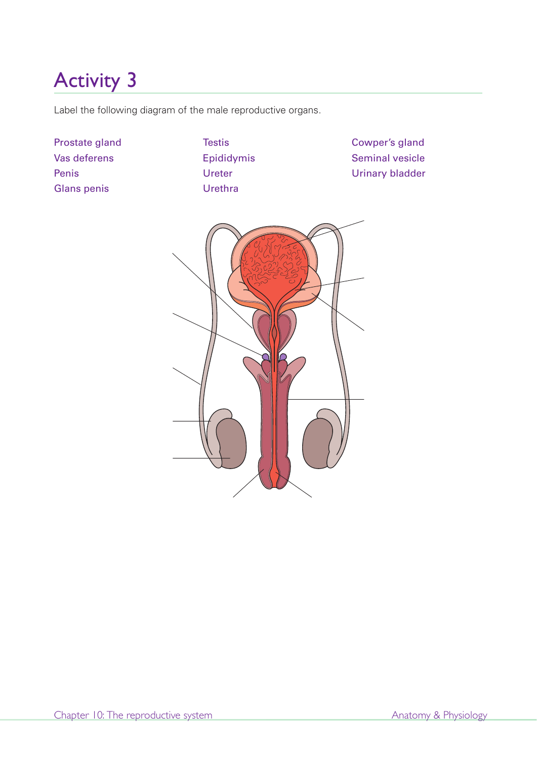# Activity 3

Label the following diagram of the male reproductive organs.

Prostate gland
Vas deferens
Penis
Glans penis

Testis
Epididymis
Ureter
Urethra

Cowper's gland
Seminal vesicle
Urinary bladder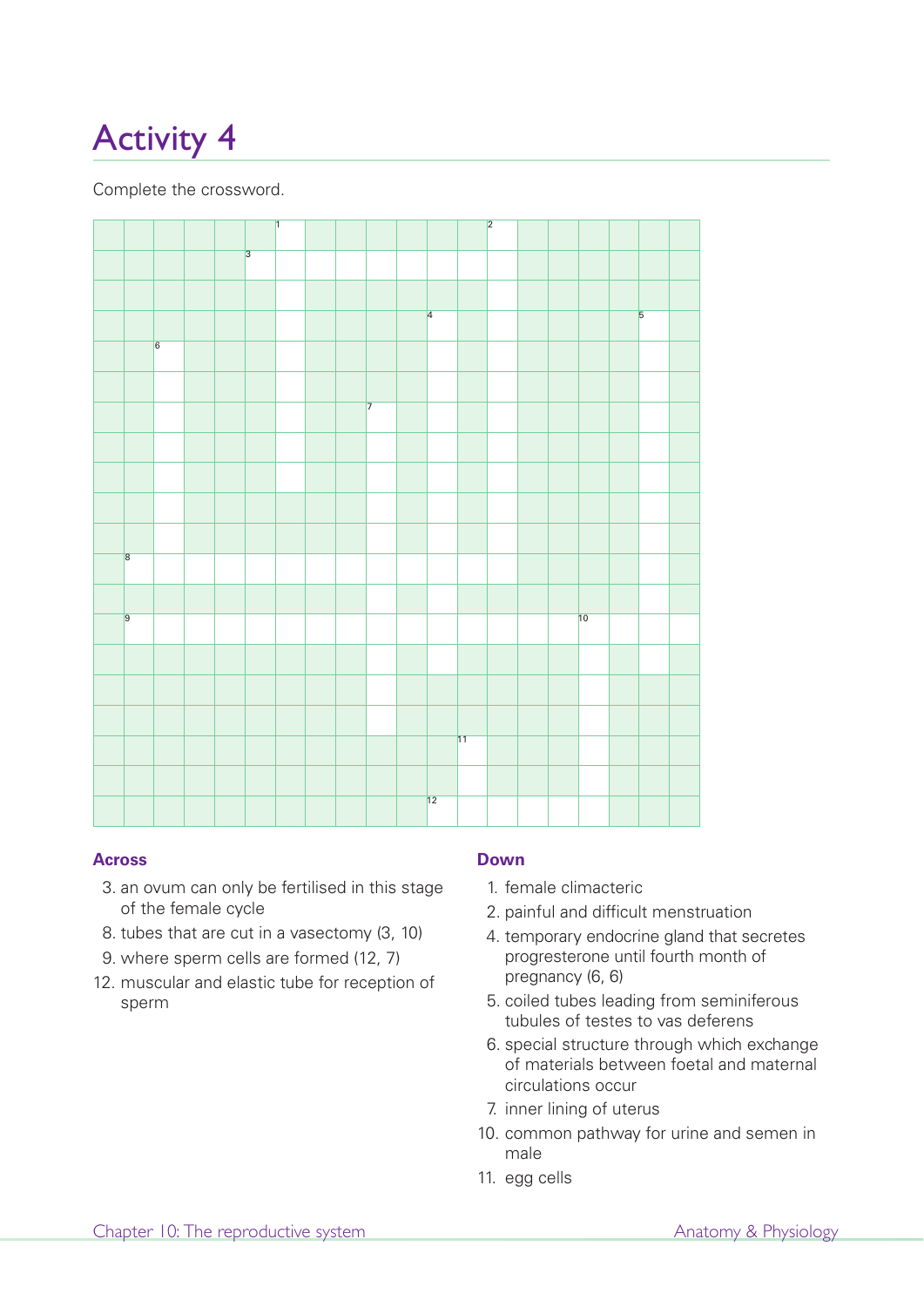# Activity 4

Complete the crossword.

### Across

3. an ovum can only be fertilised in this stage of the female cycle
8. tubes that are cut in a vasectomy (3, 10)
9. where sperm cells are formed (12, 7)
12. muscular and elastic tube for reception of sperm

### Down

1. female climacteric
2. painful and difficult menstruation
4. temporary endocrine gland that secretes progresterone until fourth month of pregnancy (6, 6)
5. coiled tubes leading from seminiferous tubules of testes to vas deferens
6. special structure through which exchange of materials between foetal and maternal circulations occur
7. inner lining of uterus
10. common pathway for urine and semen in male
11. egg cells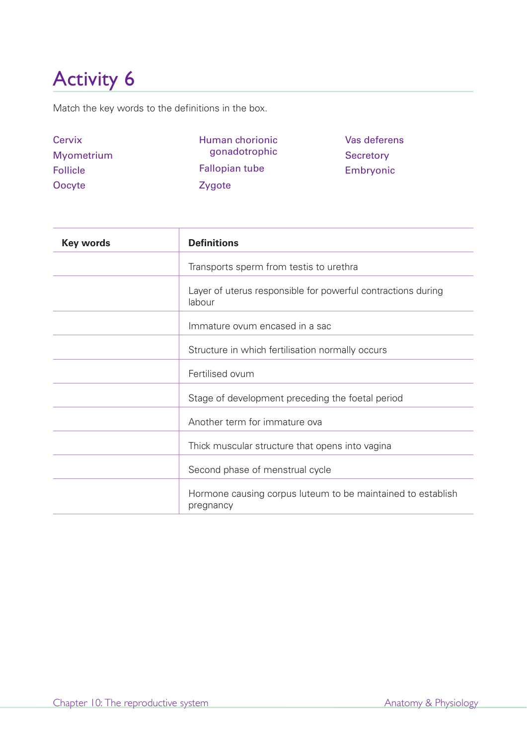# Activity 6

Match the key words to the definitions in the box.

Cervix
Myometrium
Follicle
Oocyte
Human chorionic gonadotrophic
Fallopian tube
Zygote
Vas deferens
Secretory
Embryonic

| Key words | Definitions |
|---|---|
| | Transports sperm from testis to urethra |
| | Layer of uterus responsible for powerful contractions during labour |
| | Immature ovum encased in a sac |
| | Structure in which fertilisation normally occurs |
| | Fertilised ovum |
| | Stage of development preceding the foetal period |
| | Another term for immature ova |
| | Thick muscular structure that opens into vagina |
| | Second phase of menstrual cycle |
| | Hormone causing corpus luteum to be maintained to establish pregnancy |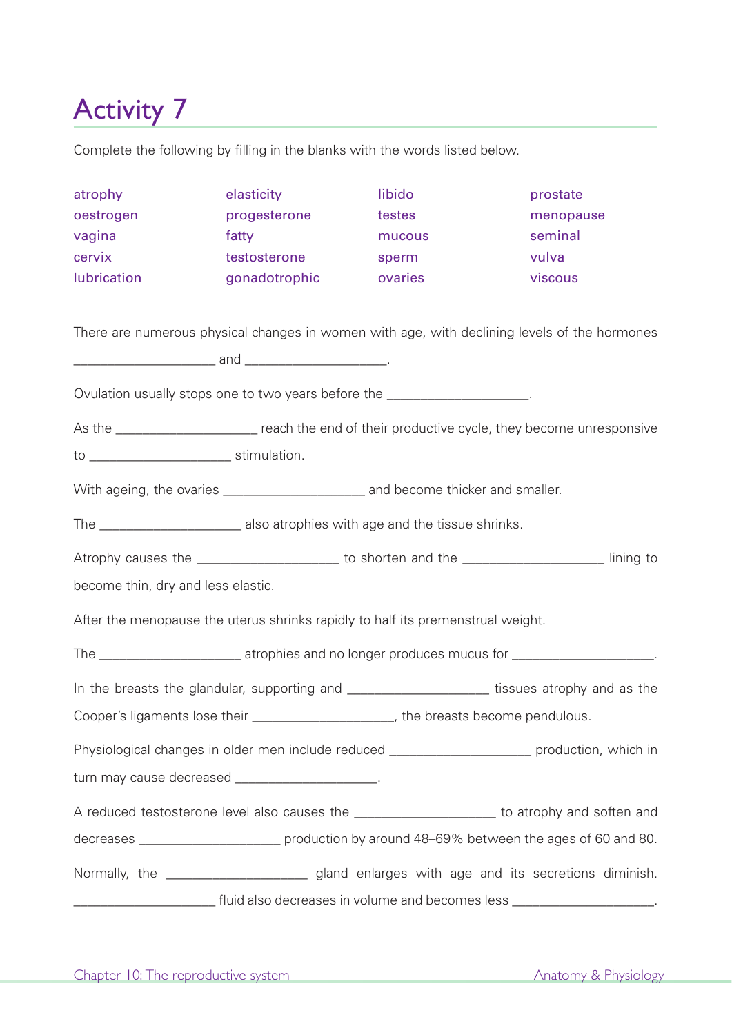# Activity 7

Complete the following by filling in the blanks with the words listed below.

| | | | |
|---|---|---|---|
| atrophy | elasticity | libido | prostate |
| oestrogen | progesterone | testes | menopause |
| vagina | fatty | mucous | seminal |
| cervix | testosterone | sperm | vulva |
| lubrication | gonadotrophic | ovaries | viscous |

There are numerous physical changes in women with age, with declining levels of the hormones ____________________ and ____________________.

Ovulation usually stops one to two years before the ____________________.

As the ____________________ reach the end of their productive cycle, they become unresponsive to ____________________ stimulation.

With ageing, the ovaries ____________________ and become thicker and smaller.

The ____________________ also atrophies with age and the tissue shrinks.

Atrophy causes the ____________________ to shorten and the ____________________ lining to become thin, dry and less elastic.

After the menopause the uterus shrinks rapidly to half its premenstrual weight.

The ____________________ atrophies and no longer produces mucus for ____________________.

In the breasts the glandular, supporting and ____________________ tissues atrophy and as the Cooper's ligaments lose their ____________________, the breasts become pendulous.

Physiological changes in older men include reduced ____________________ production, which in turn may cause decreased ____________________.

A reduced testosterone level also causes the ____________________ to atrophy and soften and decreases ____________________ production by around 48–69% between the ages of 60 and 80.

Normally, the ____________________ gland enlarges with age and its secretions diminish. ____________________ fluid also decreases in volume and becomes less ____________________.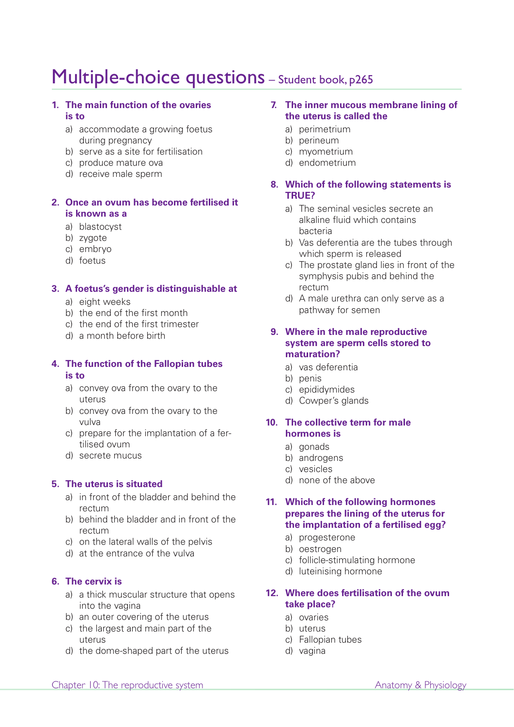# Multiple-choice questions – Student book, p265

**1. The main function of the ovaries is to**

a) accommodate a growing foetus during pregnancy
b) serve as a site for fertilisation
c) produce mature ova
d) receive male sperm

**2. Once an ovum has become fertilised it is known as a**

a) blastocyst
b) zygote
c) embryo
d) foetus

**3. A foetus's gender is distinguishable at**

a) eight weeks
b) the end of the first month
c) the end of the first trimester
d) a month before birth

**4. The function of the Fallopian tubes is to**

a) convey ova from the ovary to the uterus
b) convey ova from the ovary to the vulva
c) prepare for the implantation of a fertilised ovum
d) secrete mucus

**5. The uterus is situated**

a) in front of the bladder and behind the rectum
b) behind the bladder and in front of the rectum
c) on the lateral walls of the pelvis
d) at the entrance of the vulva

**6. The cervix is**

a) a thick muscular structure that opens into the vagina
b) an outer covering of the uterus
c) the largest and main part of the uterus
d) the dome-shaped part of the uterus

**7. The inner mucous membrane lining of the uterus is called the**

a) perimetrium
b) perineum
c) myometrium
d) endometrium

**8. Which of the following statements is TRUE?**

a) The seminal vesicles secrete an alkaline fluid which contains bacteria
b) Vas deferentia are the tubes through which sperm is released
c) The prostate gland lies in front of the symphysis pubis and behind the rectum
d) A male urethra can only serve as a pathway for semen

**9. Where in the male reproductive system are sperm cells stored to maturation?**

a) vas deferentia
b) penis
c) epididymides
d) Cowper's glands

**10. The collective term for male hormones is**

a) gonads
b) androgens
c) vesicles
d) none of the above

**11. Which of the following hormones prepares the lining of the uterus for the implantation of a fertilised egg?**

a) progesterone
b) oestrogen
c) follicle-stimulating hormone
d) luteinising hormone

**12. Where does fertilisation of the ovum take place?**

a) ovaries
b) uterus
c) Fallopian tubes
d) vagina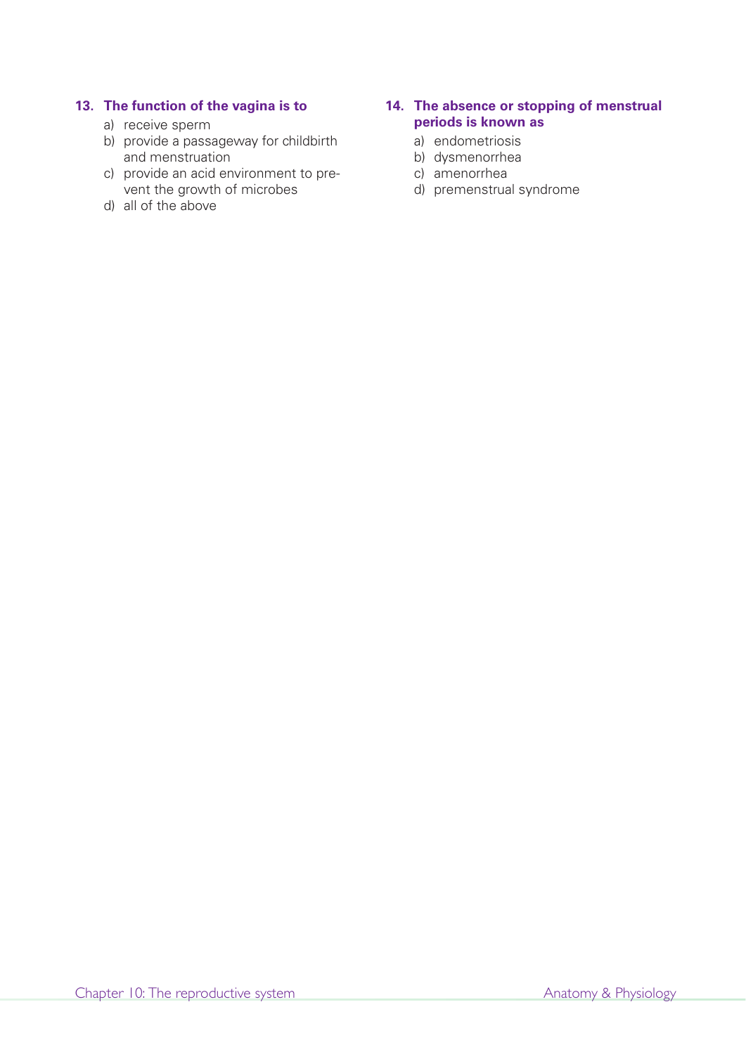**13. The function of the vagina is to**

a) receive sperm
b) provide a passageway for childbirth and menstruation
c) provide an acid environment to prevent the growth of microbes
d) all of the above

**14. The absence or stopping of menstrual periods is known as**

a) endometriosis
b) dysmenorrhea
c) amenorrhea
d) premenstrual syndrome